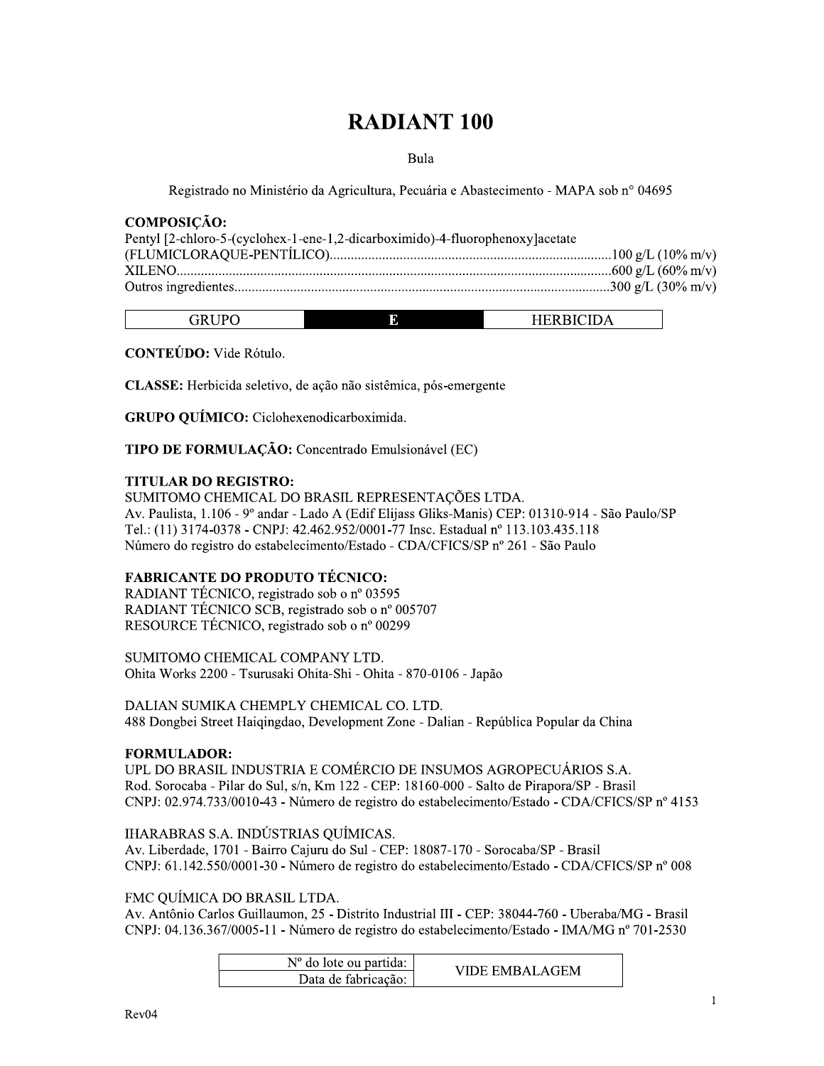# RADIANT 100

Bula

Registrado no Ministério da Agricultura, Pecuária e Abastecimento - MAPA sob n° 04695

**COMPOSIÇÃO:**

Pentyl [2-chloro-5-(cyclohex-1-ene-1,2-dicarboximido)-4-fluorophenoxy]acetate
(FLUMICLORAQUE-PENTÍLICO)................................................................................100 g/L (10% m/v)
XILENO.............................................................................................................600 g/L (60% m/v)
Outros ingredientes..........................................................................................300 g/L (30% m/v)

| GRUPO | E | HERBICIDA |
|---|---|---|

**CONTEÚDO:** Vide Rótulo.

**CLASSE:** Herbicida seletivo, de ação não sistêmica, pós-emergente

**GRUPO QUÍMICO:** Ciclohexenodicarboximida.

**TIPO DE FORMULAÇÃO:** Concentrado Emulsionável (EC)

**TITULAR DO REGISTRO:**
SUMITOMO CHEMICAL DO BRASIL REPRESENTAÇÕES LTDA.
Av. Paulista, 1.106 - 9º andar - Lado A (Edif Elijass Gliks-Manis) CEP: 01310-914 - São Paulo/SP
Tel.: (11) 3174-0378 - CNPJ: 42.462.952/0001-77 Insc. Estadual nº 113.103.435.118
Número do registro do estabelecimento/Estado - CDA/CFICS/SP nº 261 - São Paulo

**FABRICANTE DO PRODUTO TÉCNICO:**
RADIANT TÉCNICO, registrado sob o nº 03595
RADIANT TÉCNICO SCB, registrado sob o nº 005707
RESOURCE TÉCNICO, registrado sob o nº 00299

SUMITOMO CHEMICAL COMPANY LTD.
Ohita Works 2200 - Tsurusaki Ohita-Shi - Ohita - 870-0106 - Japão

DALIAN SUMIKA CHEMPLY CHEMICAL CO. LTD.
488 Dongbei Street Haiqingdao, Development Zone - Dalian - República Popular da China

**FORMULADOR:**
UPL DO BRASIL INDUSTRIA E COMÉRCIO DE INSUMOS AGROPECUÁRIOS S.A.
Rod. Sorocaba - Pilar do Sul, s/n, Km 122 - CEP: 18160-000 - Salto de Pirapora/SP - Brasil
CNPJ: 02.974.733/0010-43 - Número de registro do estabelecimento/Estado - CDA/CFICS/SP nº 4153

IHARABRAS S.A. INDÚSTRIAS QUÍMICAS.
Av. Liberdade, 1701 - Bairro Cajuru do Sul - CEP: 18087-170 - Sorocaba/SP - Brasil
CNPJ: 61.142.550/0001-30 - Número de registro do estabelecimento/Estado - CDA/CFICS/SP nº 008

FMC QUÍMICA DO BRASIL LTDA.
Av. Antônio Carlos Guillaumon, 25 - Distrito Industrial III - CEP: 38044-760 - Uberaba/MG - Brasil
CNPJ: 04.136.367/0005-11 - Número de registro do estabelecimento/Estado - IMA/MG nº 701-2530

| Nº do lote ou partida: | VIDE EMBALAGEM |
|---|---|
| Data de fabricação: | |

Rev04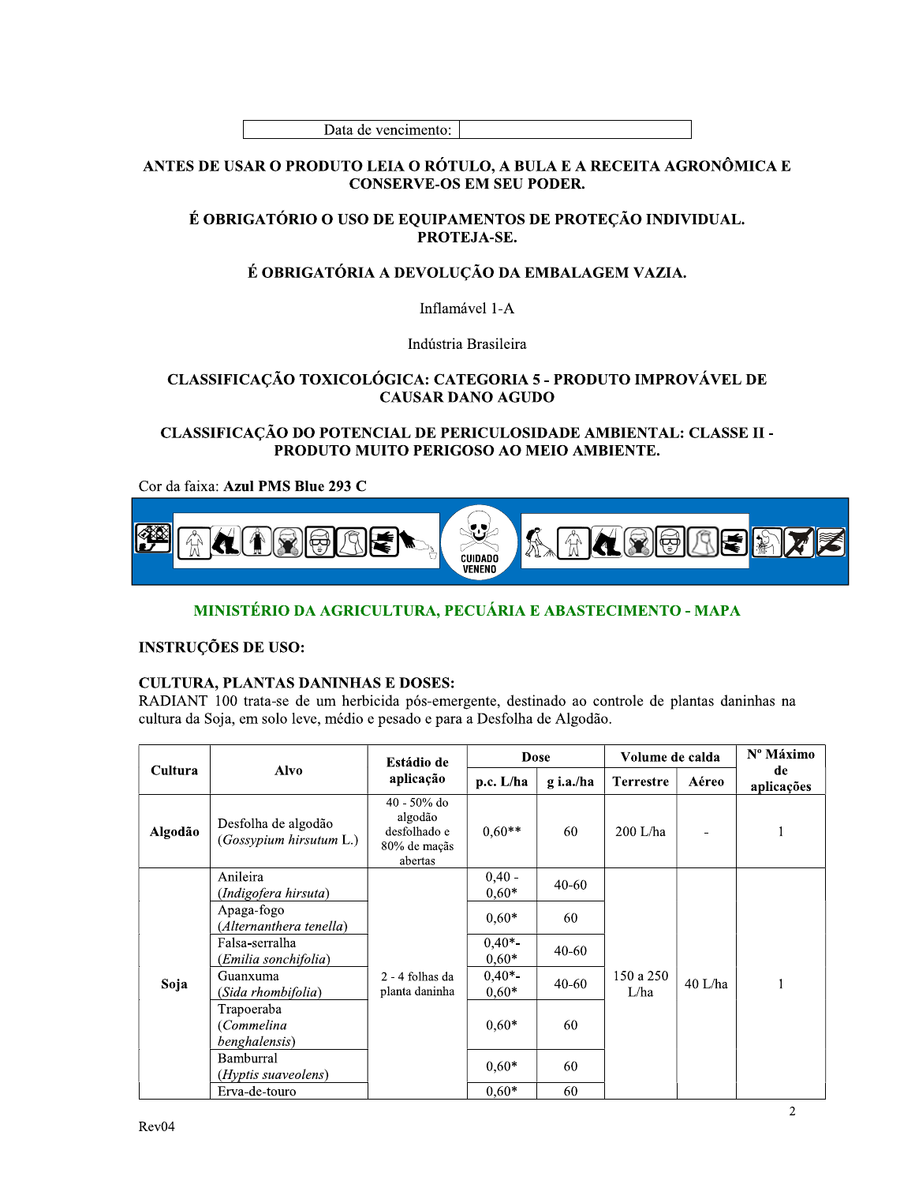| Data de vencimento: | |
|---|---|

**ANTES DE USAR O PRODUTO LEIA O RÓTULO, A BULA E A RECEITA AGRONÔMICA E CONSERVE-OS EM SEU PODER.**

**É OBRIGATÓRIO O USO DE EQUIPAMENTOS DE PROTEÇÃO INDIVIDUAL. PROTEJA-SE.**

**É OBRIGATÓRIA A DEVOLUÇÃO DA EMBALAGEM VAZIA.**

Inflamável 1-A

Indústria Brasileira

**CLASSIFICAÇÃO TOXICOLÓGICA: CATEGORIA 5 - PRODUTO IMPROVÁVEL DE CAUSAR DANO AGUDO**

**CLASSIFICAÇÃO DO POTENCIAL DE PERICULOSIDADE AMBIENTAL: CLASSE II - PRODUTO MUITO PERIGOSO AO MEIO AMBIENTE.**

Cor da faixa: **Azul PMS Blue 293 C**

CUIDADO VENENO

## MINISTÉRIO DA AGRICULTURA, PECUÁRIA E ABASTECIMENTO - MAPA

**INSTRUÇÕES DE USO:**

**CULTURA, PLANTAS DANINHAS E DOSES:**

RADIANT 100 trata-se de um herbicida pós-emergente, destinado ao controle de plantas daninhas na cultura da Soja, em solo leve, médio e pesado e para a Desfolha de Algodão.

| Cultura | Alvo | Estádio de aplicação | Dose | | Volume de calda | | Nº Máximo de aplicações |
|---|---|---|---|---|---|---|---|
| | | | p.c. L/ha | g i.a./ha | Terrestre | Aéreo | |
| Algodão | Desfolha de algodão (*Gossypium hirsutum* L.) | 40 - 50% do algodão desfolhado e 80% de maçãs abertas | 0,60** | 60 | 200 L/ha | - | 1 |
| Soja | Anileira (*Indigofera hirsuta*) | 2 - 4 folhas da planta daninha | 0,40 - 0,60* | 40-60 | 150 a 250 L/ha | 40 L/ha | 1 |
| | Apaga-fogo (*Alternanthera tenella*) | | 0,60* | 60 | | | |
| | Falsa-serralha (*Emilia sonchifolia*) | | 0,40*- 0,60* | 40-60 | | | |
| | Guanxuma (*Sida rhombifolia*) | | 0,40*- 0,60* | 40-60 | | | |
| | Trapoeraba (*Commelina benghalensis*) | | 0,60* | 60 | | | |
| | Bamburral (*Hyptis suaveolens*) | | 0,60* | 60 | | | |
| | Erva-de-touro | | 0,60* | 60 | | | |

Rev04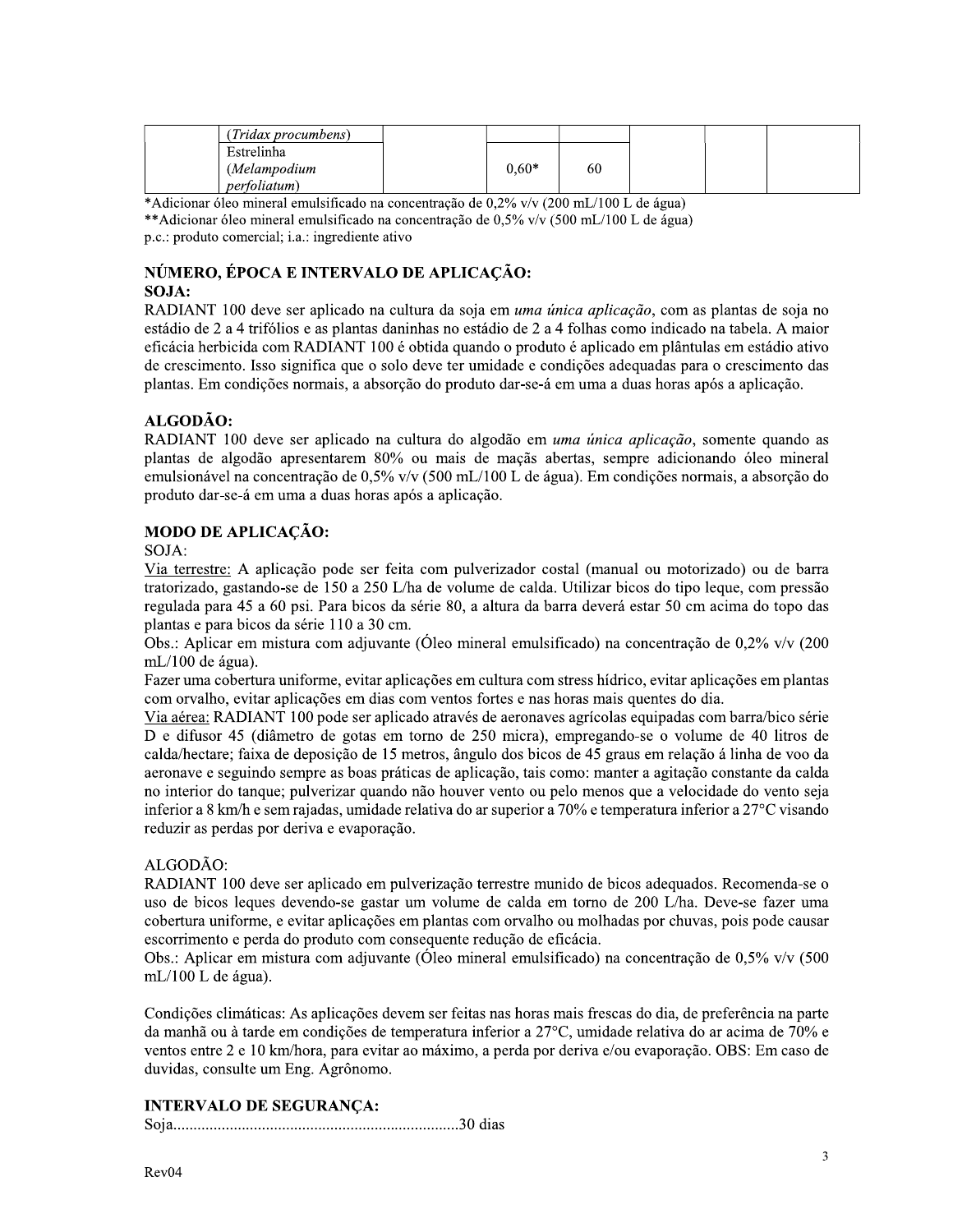| | (*Tridax procumbens*) | | | | | | |
|---|---|---|---|---|---|---|---|
| | Estrelinha (*Melampodium perfoliatum*) | | 0,60* | 60 | | | |

*Adicionar óleo mineral emulsificado na concentração de 0,2% v/v (200 mL/100 L de água)

**Adicionar óleo mineral emulsificado na concentração de 0,5% v/v (500 mL/100 L de água)

p.c.: produto comercial; i.a.: ingrediente ativo

## NÚMERO, ÉPOCA E INTERVALO DE APLICAÇÃO:

**SOJA:**

RADIANT 100 deve ser aplicado na cultura da soja em *uma única aplicação*, com as plantas de soja no estádio de 2 a 4 trifólios e as plantas daninhas no estádio de 2 a 4 folhas como indicado na tabela. A maior eficácia herbicida com RADIANT 100 é obtida quando o produto é aplicado em plântulas em estádio ativo de crescimento. Isso significa que o solo deve ter umidade e condições adequadas para o crescimento das plantas. Em condições normais, a absorção do produto dar-se-á em uma a duas horas após a aplicação.

**ALGODÃO:**

RADIANT 100 deve ser aplicado na cultura do algodão em *uma única aplicação*, somente quando as plantas de algodão apresentarem 80% ou mais de maçãs abertas, sempre adicionando óleo mineral emulsionável na concentração de 0,5% v/v (500 mL/100 L de água). Em condições normais, a absorção do produto dar-se-á em uma a duas horas após a aplicação.

## MODO DE APLICAÇÃO:

SOJA:

Via terrestre: A aplicação pode ser feita com pulverizador costal (manual ou motorizado) ou de barra tratorizado, gastando-se de 150 a 250 L/ha de volume de calda. Utilizar bicos do tipo leque, com pressão regulada para 45 a 60 psi. Para bicos da série 80, a altura da barra deverá estar 50 cm acima do topo das plantas e para bicos da série 110 a 30 cm.

Obs.: Aplicar em mistura com adjuvante (Óleo mineral emulsificado) na concentração de 0,2% v/v (200 mL/100 de água).

Fazer uma cobertura uniforme, evitar aplicações em cultura com stress hídrico, evitar aplicações em plantas com orvalho, evitar aplicações em dias com ventos fortes e nas horas mais quentes do dia.

Via aérea: RADIANT 100 pode ser aplicado através de aeronaves agrícolas equipadas com barra/bico série D e difusor 45 (diâmetro de gotas em torno de 250 micra), empregando-se o volume de 40 litros de calda/hectare; faixa de deposição de 15 metros, ângulo dos bicos de 45 graus em relação á linha de voo da aeronave e seguindo sempre as boas práticas de aplicação, tais como: manter a agitação constante da calda no interior do tanque; pulverizar quando não houver vento ou pelo menos que a velocidade do vento seja inferior a 8 km/h e sem rajadas, umidade relativa do ar superior a 70% e temperatura inferior a 27°C visando reduzir as perdas por deriva e evaporação.

ALGODÃO:

RADIANT 100 deve ser aplicado em pulverização terrestre munido de bicos adequados. Recomenda-se o uso de bicos leques devendo-se gastar um volume de calda em torno de 200 L/ha. Deve-se fazer uma cobertura uniforme, e evitar aplicações em plantas com orvalho ou molhadas por chuvas, pois pode causar escorrimento e perda do produto com consequente redução de eficácia.

Obs.: Aplicar em mistura com adjuvante (Óleo mineral emulsificado) na concentração de 0,5% v/v (500 mL/100 L de água).

Condições climáticas: As aplicações devem ser feitas nas horas mais frescas do dia, de preferência na parte da manhã ou à tarde em condições de temperatura inferior a 27°C, umidade relativa do ar acima de 70% e ventos entre 2 e 10 km/hora, para evitar ao máximo, a perda por deriva e/ou evaporação. OBS: Em caso de duvidas, consulte um Eng. Agrônomo.

## INTERVALO DE SEGURANÇA:

Soja......................................................................30 dias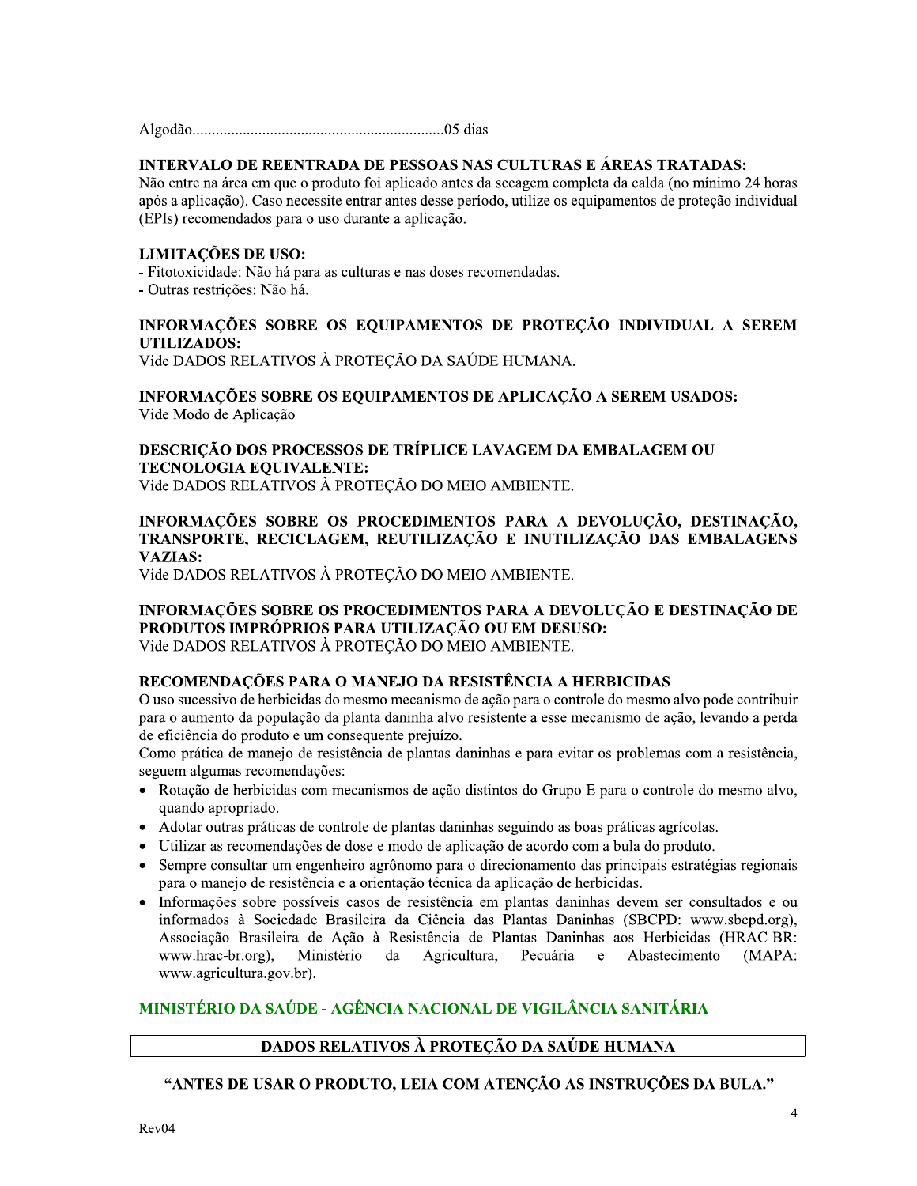Algodão................................................................05 dias

**INTERVALO DE REENTRADA DE PESSOAS NAS CULTURAS E ÁREAS TRATADAS:**
Não entre na área em que o produto foi aplicado antes da secagem completa da calda (no mínimo 24 horas após a aplicação). Caso necessite entrar antes desse período, utilize os equipamentos de proteção individual (EPIs) recomendados para o uso durante a aplicação.

**LIMITAÇÕES DE USO:**
- Fitotoxicidade: Não há para as culturas e nas doses recomendadas.
- Outras restrições: Não há.

**INFORMAÇÕES SOBRE OS EQUIPAMENTOS DE PROTEÇÃO INDIVIDUAL A SEREM UTILIZADOS:**
Vide DADOS RELATIVOS À PROTEÇÃO DA SAÚDE HUMANA.

**INFORMAÇÕES SOBRE OS EQUIPAMENTOS DE APLICAÇÃO A SEREM USADOS:**
Vide Modo de Aplicação

**DESCRIÇÃO DOS PROCESSOS DE TRÍPLICE LAVAGEM DA EMBALAGEM OU TECNOLOGIA EQUIVALENTE:**
Vide DADOS RELATIVOS À PROTEÇÃO DO MEIO AMBIENTE.

**INFORMAÇÕES SOBRE OS PROCEDIMENTOS PARA A DEVOLUÇÃO, DESTINAÇÃO, TRANSPORTE, RECICLAGEM, REUTILIZAÇÃO E INUTILIZAÇÃO DAS EMBALAGENS VAZIAS:**
Vide DADOS RELATIVOS À PROTEÇÃO DO MEIO AMBIENTE.

**INFORMAÇÕES SOBRE OS PROCEDIMENTOS PARA A DEVOLUÇÃO E DESTINAÇÃO DE PRODUTOS IMPRÓPRIOS PARA UTILIZAÇÃO OU EM DESUSO:**
Vide DADOS RELATIVOS À PROTEÇÃO DO MEIO AMBIENTE.

**RECOMENDAÇÕES PARA O MANEJO DA RESISTÊNCIA A HERBICIDAS**
O uso sucessivo de herbicidas do mesmo mecanismo de ação para o controle do mesmo alvo pode contribuir para o aumento da população da planta daninha alvo resistente a esse mecanismo de ação, levando a perda de eficiência do produto e um consequente prejuízo.
Como prática de manejo de resistência de plantas daninhas e para evitar os problemas com a resistência, seguem algumas recomendações:

- Rotação de herbicidas com mecanismos de ação distintos do Grupo E para o controle do mesmo alvo, quando apropriado.
- Adotar outras práticas de controle de plantas daninhas seguindo as boas práticas agrícolas.
- Utilizar as recomendações de dose e modo de aplicação de acordo com a bula do produto.
- Sempre consultar um engenheiro agrônomo para o direcionamento das principais estratégias regionais para o manejo de resistência e a orientação técnica da aplicação de herbicidas.
- Informações sobre possíveis casos de resistência em plantas daninhas devem ser consultados e ou informados à Sociedade Brasileira da Ciência das Plantas Daninhas (SBCPD: www.sbcpd.org), Associação Brasileira de Ação à Resistência de Plantas Daninhas aos Herbicidas (HRAC-BR: www.hrac-br.org), Ministério da Agricultura, Pecuária e Abastecimento (MAPA: www.agricultura.gov.br).

## MINISTÉRIO DA SAÚDE - AGÊNCIA NACIONAL DE VIGILÂNCIA SANITÁRIA

### DADOS RELATIVOS À PROTEÇÃO DA SAÚDE HUMANA

**"ANTES DE USAR O PRODUTO, LEIA COM ATENÇÃO AS INSTRUÇÕES DA BULA."**

Rev04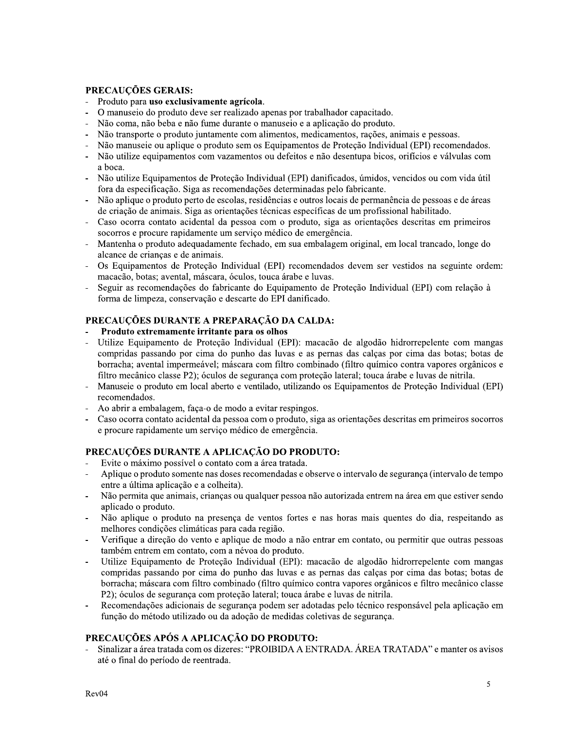**PRECAUÇÕES GERAIS:**

- Produto para **uso exclusivamente agrícola**.
- O manuseio do produto deve ser realizado apenas por trabalhador capacitado.
- Não coma, não beba e não fume durante o manuseio e a aplicação do produto.
- Não transporte o produto juntamente com alimentos, medicamentos, rações, animais e pessoas.
- Não manuseie ou aplique o produto sem os Equipamentos de Proteção Individual (EPI) recomendados.
- Não utilize equipamentos com vazamentos ou defeitos e não desentupa bicos, orifícios e válvulas com a boca.
- Não utilize Equipamentos de Proteção Individual (EPI) danificados, úmidos, vencidos ou com vida útil fora da especificação. Siga as recomendações determinadas pelo fabricante.
- Não aplique o produto perto de escolas, residências e outros locais de permanência de pessoas e de áreas de criação de animais. Siga as orientações técnicas específicas de um profissional habilitado.
- Caso ocorra contato acidental da pessoa com o produto, siga as orientações descritas em primeiros socorros e procure rapidamente um serviço médico de emergência.
- Mantenha o produto adequadamente fechado, em sua embalagem original, em local trancado, longe do alcance de crianças e de animais.
- Os Equipamentos de Proteção Individual (EPI) recomendados devem ser vestidos na seguinte ordem: macacão, botas; avental, máscara, óculos, touca árabe e luvas.
- Seguir as recomendações do fabricante do Equipamento de Proteção Individual (EPI) com relação à forma de limpeza, conservação e descarte do EPI danificado.

**PRECAUÇÕES DURANTE A PREPARAÇÃO DA CALDA:**

- **Produto extremamente irritante para os olhos**
- Utilize Equipamento de Proteção Individual (EPI): macacão de algodão hidrorrepelente com mangas compridas passando por cima do punho das luvas e as pernas das calças por cima das botas; botas de borracha; avental impermeável; máscara com filtro combinado (filtro químico contra vapores orgânicos e filtro mecânico classe P2); óculos de segurança com proteção lateral; touca árabe e luvas de nitrila.
- Manuseie o produto em local aberto e ventilado, utilizando os Equipamentos de Proteção Individual (EPI) recomendados.
- Ao abrir a embalagem, faça-o de modo a evitar respingos.
- Caso ocorra contato acidental da pessoa com o produto, siga as orientações descritas em primeiros socorros e procure rapidamente um serviço médico de emergência.

**PRECAUÇÕES DURANTE A APLICAÇÃO DO PRODUTO:**

- Evite o máximo possível o contato com a área tratada.
- Aplique o produto somente nas doses recomendadas e observe o intervalo de segurança (intervalo de tempo entre a última aplicação e a colheita).
- Não permita que animais, crianças ou qualquer pessoa não autorizada entrem na área em que estiver sendo aplicado o produto.
- Não aplique o produto na presença de ventos fortes e nas horas mais quentes do dia, respeitando as melhores condições climáticas para cada região.
- Verifique a direção do vento e aplique de modo a não entrar em contato, ou permitir que outras pessoas também entrem em contato, com a névoa do produto.
- Utilize Equipamento de Proteção Individual (EPI): macacão de algodão hidrorrepelente com mangas compridas passando por cima do punho das luvas e as pernas das calças por cima das botas; botas de borracha; máscara com filtro combinado (filtro químico contra vapores orgânicos e filtro mecânico classe P2); óculos de segurança com proteção lateral; touca árabe e luvas de nitrila.
- Recomendações adicionais de segurança podem ser adotadas pelo técnico responsável pela aplicação em função do método utilizado ou da adoção de medidas coletivas de segurança.

**PRECAUÇÕES APÓS A APLICAÇÃO DO PRODUTO:**

- Sinalizar a área tratada com os dizeres: "PROIBIDA A ENTRADA. ÁREA TRATADA" e manter os avisos até o final do período de reentrada.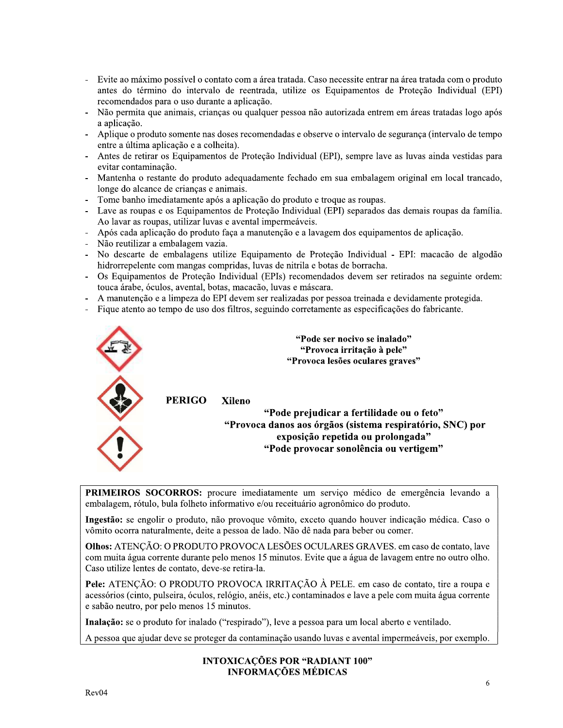- Evite ao máximo possível o contato com a área tratada. Caso necessite entrar na área tratada com o produto antes do término do intervalo de reentrada, utilize os Equipamentos de Proteção Individual (EPI) recomendados para o uso durante a aplicação.
- Não permita que animais, crianças ou qualquer pessoa não autorizada entrem em áreas tratadas logo após a aplicação.
- Aplique o produto somente nas doses recomendadas e observe o intervalo de segurança (intervalo de tempo entre a última aplicação e a colheita).
- Antes de retirar os Equipamentos de Proteção Individual (EPI), sempre lave as luvas ainda vestidas para evitar contaminação.
- Mantenha o restante do produto adequadamente fechado em sua embalagem original em local trancado, longe do alcance de crianças e animais.
- Tome banho imediatamente após a aplicação do produto e troque as roupas.
- Lave as roupas e os Equipamentos de Proteção Individual (EPI) separados das demais roupas da família. Ao lavar as roupas, utilizar luvas e avental impermeáveis.
- Após cada aplicação do produto faça a manutenção e a lavagem dos equipamentos de aplicação.
- Não reutilizar a embalagem vazia.
- No descarte de embalagens utilize Equipamento de Proteção Individual - EPI: macacão de algodão hidrorrepelente com mangas compridas, luvas de nitrila e botas de borracha.
- Os Equipamentos de Proteção Individual (EPIs) recomendados devem ser retirados na seguinte ordem: touca árabe, óculos, avental, botas, macacão, luvas e máscara.
- A manutenção e a limpeza do EPI devem ser realizadas por pessoa treinada e devidamente protegida.
- Fique atento ao tempo de uso dos filtros, seguindo corretamente as especificações do fabricante.

**"Pode ser nocivo se inalado"**
**"Provoca irritação à pele"**
**"Provoca lesões oculares graves"**

**PERIGO** **Xileno**

**"Pode prejudicar a fertilidade ou o feto"**
**"Provoca danos aos órgãos (sistema respiratório, SNC) por exposição repetida ou prolongada"**
**"Pode provocar sonolência ou vertigem"**

**PRIMEIROS SOCORROS:** procure imediatamente um serviço médico de emergência levando a embalagem, rótulo, bula folheto informativo e/ou receituário agronômico do produto.

**Ingestão:** se engolir o produto, não provoque vômito, exceto quando houver indicação médica. Caso o vômito ocorra naturalmente, deite a pessoa de lado. Não dê nada para beber ou comer.

**Olhos:** ATENÇÃO: O PRODUTO PROVOCA LESÕES OCULARES GRAVES. em caso de contato, lave com muita água corrente durante pelo menos 15 minutos. Evite que a água de lavagem entre no outro olho. Caso utilize lentes de contato, deve-se retira-la.

**Pele:** ATENÇÃO: O PRODUTO PROVOCA IRRITAÇÃO À PELE. em caso de contato, tire a roupa e acessórios (cinto, pulseira, óculos, relógio, anéis, etc.) contaminados e lave a pele com muita água corrente e sabão neutro, por pelo menos 15 minutos.

**Inalação:** se o produto for inalado ("respirado"), leve a pessoa para um local aberto e ventilado.

A pessoa que ajudar deve se proteger da contaminação usando luvas e avental impermeáveis, por exemplo.

## INTOXICAÇÕES POR "RADIANT 100"
## INFORMAÇÕES MÉDICAS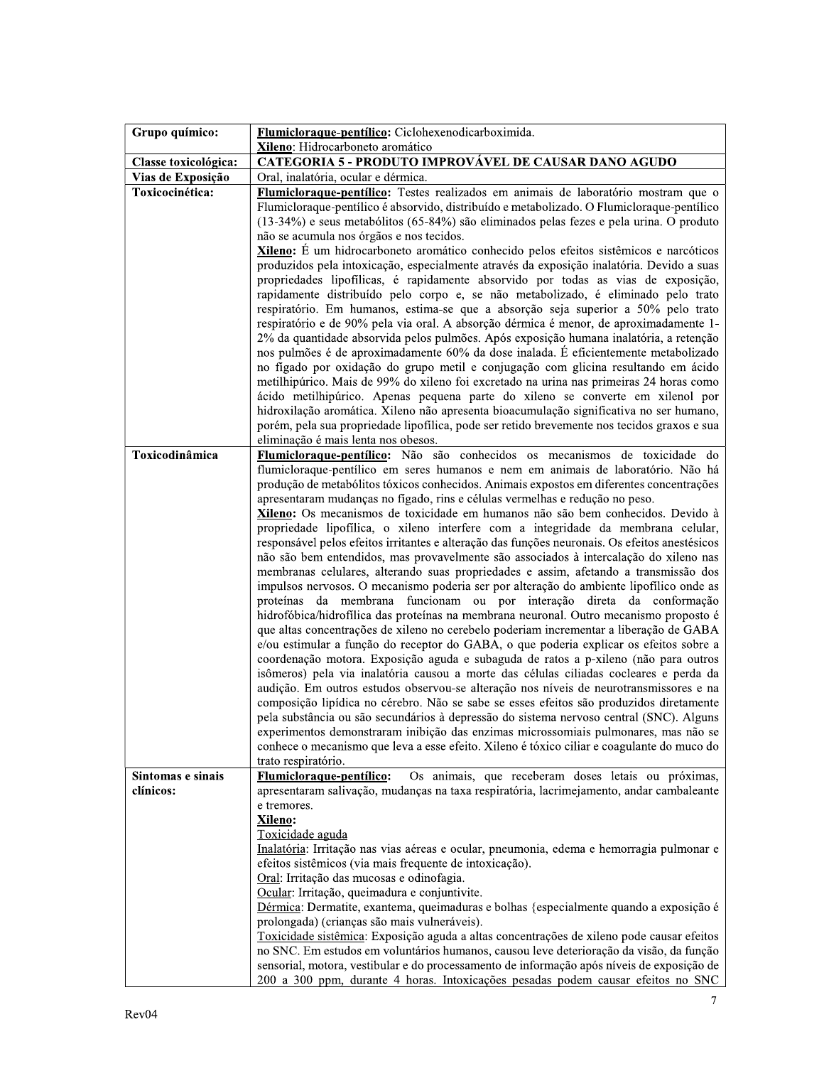| Grupo químico: | <u>**Flumicloraque-pentílico**</u>: Ciclohexenodicarboximida.<br><u>**Xileno**</u>: Hidrocarboneto aromático |
|---|---|
| **Classe toxicológica:** | **CATEGORIA 5 - PRODUTO IMPROVÁVEL DE CAUSAR DANO AGUDO** |
| **Vias de Exposição** | Oral, inalatória, ocular e dérmica. |
| **Toxicocinética:** | <u>**Flumicloraque-pentílico**</u>: Testes realizados em animais de laboratório mostram que o Flumicloraque-pentílico é absorvido, distribuído e metabolizado. O Flumicloraque-pentílico (13-34%) e seus metabólitos (65-84%) são eliminados pelas fezes e pela urina. O produto não se acumula nos órgãos e nos tecidos.<br><u>**Xileno:**</u> É um hidrocarboneto aromático conhecido pelos efeitos sistêmicos e narcóticos produzidos pela intoxicação, especialmente através da exposição inalatória. Devido a suas propriedades lipofílicas, é rapidamente absorvido por todas as vias de exposição, rapidamente distribuído pelo corpo e, se não metabolizado, é eliminado pelo trato respiratório. Em humanos, estima-se que a absorção seja superior a 50% pelo trato respiratório e de 90% pela via oral. A absorção dérmica é menor, de aproximadamente 1-2% da quantidade absorvida pelos pulmões. Após exposição humana inalatória, a retenção nos pulmões é de aproximadamente 60% da dose inalada. É eficientemente metabolizado no fígado por oxidação do grupo metil e conjugação com glicina resultando em ácido metilhipúrico. Mais de 99% do xileno foi excretado na urina nas primeiras 24 horas como ácido metilhipúrico. Apenas pequena parte do xileno se converte em xilenol por hidroxilação aromática. Xileno não apresenta bioacumulação significativa no ser humano, porém, pela sua propriedade lipofílica, pode ser retido brevemente nos tecidos graxos e sua eliminação é mais lenta nos obesos. |
| **Toxicodinâmica** | <u>**Flumicloraque-pentílico:**</u> Não são conhecidos os mecanismos de toxicidade do flumicloraque-pentílico em seres humanos e nem em animais de laboratório. Não há produção de metabólitos tóxicos conhecidos. Animais expostos em diferentes concentrações apresentaram mudanças no fígado, rins e células vermelhas e redução no peso.<br><u>**Xileno:**</u> Os mecanismos de toxicidade em humanos não são bem conhecidos. Devido à propriedade lipofílica, o xileno interfere com a integridade da membrana celular, responsável pelos efeitos irritantes e alteração das funções neuronais. Os efeitos anestésicos não são bem entendidos, mas provavelmente são associados à intercalação do xileno nas membranas celulares, alterando suas propriedades e assim, afetando a transmissão dos impulsos nervosos. O mecanismo poderia ser por alteração do ambiente lipofílico onde as proteínas da membrana funcionam ou por interação direta da conformação hidrofóbica/hidrofílica das proteínas na membrana neuronal. Outro mecanismo proposto é que altas concentrações de xileno no cerebelo poderiam incrementar a liberação de GABA e/ou estimular a função do receptor do GABA, o que poderia explicar os efeitos sobre a coordenação motora. Exposição aguda e subaguda de ratos a p-xileno (não para outros isômeros) pela via inalatória causou a morte das células ciliadas cocleares e perda da audição. Em outros estudos observou-se alteração nos níveis de neurotransmissores e na composição lipídica no cérebro. Não se sabe se esses efeitos são produzidos diretamente pela substância ou são secundários à depressão do sistema nervoso central (SNC). Alguns experimentos demonstraram inibição das enzimas microssomiais pulmonares, mas não se conhece o mecanismo que leva a esse efeito. Xileno é tóxico ciliar e coagulante do muco do trato respiratório. |
| **Sintomas e sinais clínicos:** | <u>**Flumicloraque-pentílico:**</u> Os animais, que receberam doses letais ou próximas, apresentaram salivação, mudanças na taxa respiratória, lacrimejamento, andar cambaleante e tremores.<br><u>**Xileno:**</u><br><u>Toxicidade aguda</u><br><u>Inalatória</u>: Irritação nas vias aéreas e ocular, pneumonia, edema e hemorragia pulmonar e efeitos sistêmicos (via mais frequente de intoxicação).<br><u>Oral</u>: Irritação das mucosas e odinofagia.<br><u>Ocular</u>: Irritação, queimadura e conjuntivite.<br><u>Dérmica</u>: Dermatite, exantema, queimaduras e bolhas {especialmente quando a exposição é prolongada) (crianças são mais vulneráveis).<br><u>Toxicidade sistêmica</u>: Exposição aguda a altas concentrações de xileno pode causar efeitos no SNC. Em estudos em voluntários humanos, causou leve deterioração da visão, da função sensorial, motora, vestibular e do processamento de informação após níveis de exposição de 200 a 300 ppm, durante 4 horas. Intoxicações pesadas podem causar efeitos no SNC |

Rev04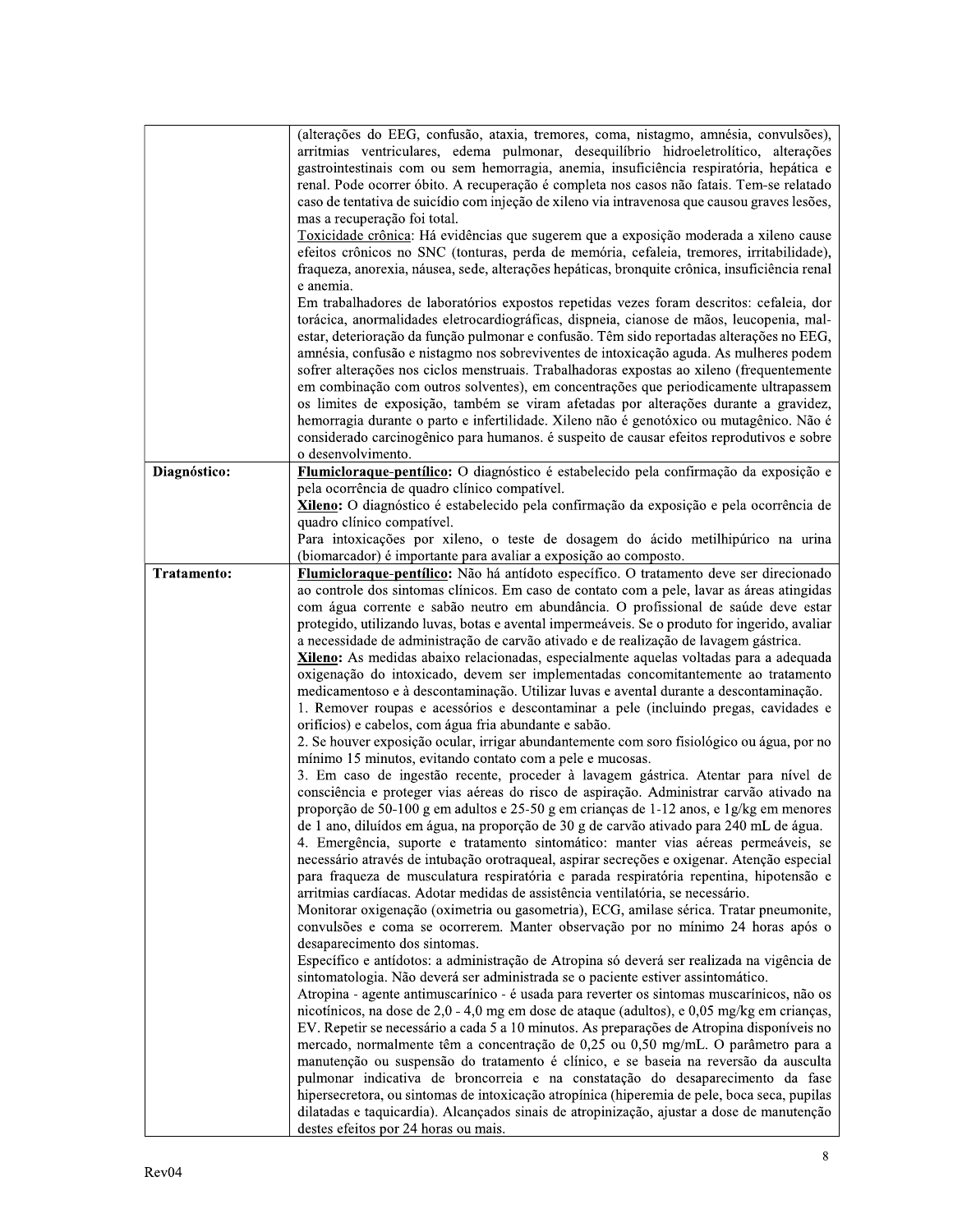| | |
|---|---|
| | (alterações do EEG, confusão, ataxia, tremores, coma, nistagmo, amnésia, convulsões), arritmias ventriculares, edema pulmonar, desequilíbrio hidroeletrolítico, alterações gastrointestinais com ou sem hemorragia, anemia, insuficiência respiratória, hepática e renal. Pode ocorrer óbito. A recuperação é completa nos casos não fatais. Tem-se relatado caso de tentativa de suicídio com injeção de xileno via intravenosa que causou graves lesões, mas a recuperação foi total.<br><u>Toxicidade crônica</u>: Há evidências que sugerem que a exposição moderada a xileno cause efeitos crônicos no SNC (tonturas, perda de memória, cefaleia, tremores, irritabilidade), fraqueza, anorexia, náusea, sede, alterações hepáticas, bronquite crônica, insuficiência renal e anemia.<br>Em trabalhadores de laboratórios expostos repetidas vezes foram descritos: cefaleia, dor torácica, anormalidades eletrocardiográficas, dispneia, cianose de mãos, leucopenia, mal-estar, deterioração da função pulmonar e confusão. Têm sido reportadas alterações no EEG, amnésia, confusão e nistagmo nos sobreviventes de intoxicação aguda. As mulheres podem sofrer alterações nos ciclos menstruais. Trabalhadoras expostas ao xileno (frequentemente em combinação com outros solventes), em concentrações que periodicamente ultrapassem os limites de exposição, também se viram afetadas por alterações durante a gravidez, hemorragia durante o parto e infertilidade. Xileno não é genotóxico ou mutagênico. Não é considerado carcinogênico para humanos. é suspeito de causar efeitos reprodutivos e sobre o desenvolvimento. |
| **Diagnóstico:** | <u>**Flumicloraque-pentílico:**</u> O diagnóstico é estabelecido pela confirmação da exposição e pela ocorrência de quadro clínico compatível.<br><u>**Xileno:**</u> O diagnóstico é estabelecido pela confirmação da exposição e pela ocorrência de quadro clínico compatível.<br>Para intoxicações por xileno, o teste de dosagem do ácido metilhipúrico na urina (biomarcador) é importante para avaliar a exposição ao composto. |
| **Tratamento:** | <u>**Flumicloraque-pentílico:**</u> Não há antídoto específico. O tratamento deve ser direcionado ao controle dos sintomas clínicos. Em caso de contato com a pele, lavar as áreas atingidas com água corrente e sabão neutro em abundância. O profissional de saúde deve estar protegido, utilizando luvas, botas e avental impermeáveis. Se o produto for ingerido, avaliar a necessidade de administração de carvão ativado e de realização de lavagem gástrica.<br><u>**Xileno:**</u> As medidas abaixo relacionadas, especialmente aquelas voltadas para a adequada oxigenação do intoxicado, devem ser implementadas concomitantemente ao tratamento medicamentoso e à descontaminação. Utilizar luvas e avental durante a descontaminação.<br>1. Remover roupas e acessórios e descontaminar a pele (incluindo pregas, cavidades e orifícios) e cabelos, com água fria abundante e sabão.<br>2. Se houver exposição ocular, irrigar abundantemente com soro fisiológico ou água, por no mínimo 15 minutos, evitando contato com a pele e mucosas.<br>3. Em caso de ingestão recente, proceder à lavagem gástrica. Atentar para nível de consciência e proteger vias aéreas do risco de aspiração. Administrar carvão ativado na proporção de 50-100 g em adultos e 25-50 g em crianças de 1-12 anos, e 1g/kg em menores de 1 ano, diluídos em água, na proporção de 30 g de carvão ativado para 240 mL de água.<br>4. Emergência, suporte e tratamento sintomático: manter vias aéreas permeáveis, se necessário através de intubação orotraqueal, aspirar secreções e oxigenar. Atenção especial para fraqueza de musculatura respiratória e parada respiratória repentina, hipotensão e arritmias cardíacas. Adotar medidas de assistência ventilatória, se necessário.<br>Monitorar oxigenação (oximetria ou gasometria), ECG, amilase sérica. Tratar pneumonite, convulsões e coma se ocorrerem. Manter observação por no mínimo 24 horas após o desaparecimento dos sintomas.<br>Específico e antídotos: a administração de Atropina só deverá ser realizada na vigência de sintomatologia. Não deverá ser administrada se o paciente estiver assintomático.<br>Atropina - agente antimuscarínico - é usada para reverter os sintomas muscarínicos, não os nicotínicos, na dose de 2,0 - 4,0 mg em dose de ataque (adultos), e 0,05 mg/kg em crianças, EV. Repetir se necessário a cada 5 a 10 minutos. As preparações de Atropina disponíveis no mercado, normalmente têm a concentração de 0,25 ou 0,50 mg/mL. O parâmetro para a manutenção ou suspensão do tratamento é clínico, e se baseia na reversão da ausculta pulmonar indicativa de broncorreia e na constatação do desaparecimento da fase hipersecretora, ou sintomas de intoxicação atropínica (hiperemia de pele, boca seca, pupilas dilatadas e taquicardia). Alcançados sinais de atropinização, ajustar a dose de manutenção destes efeitos por 24 horas ou mais. |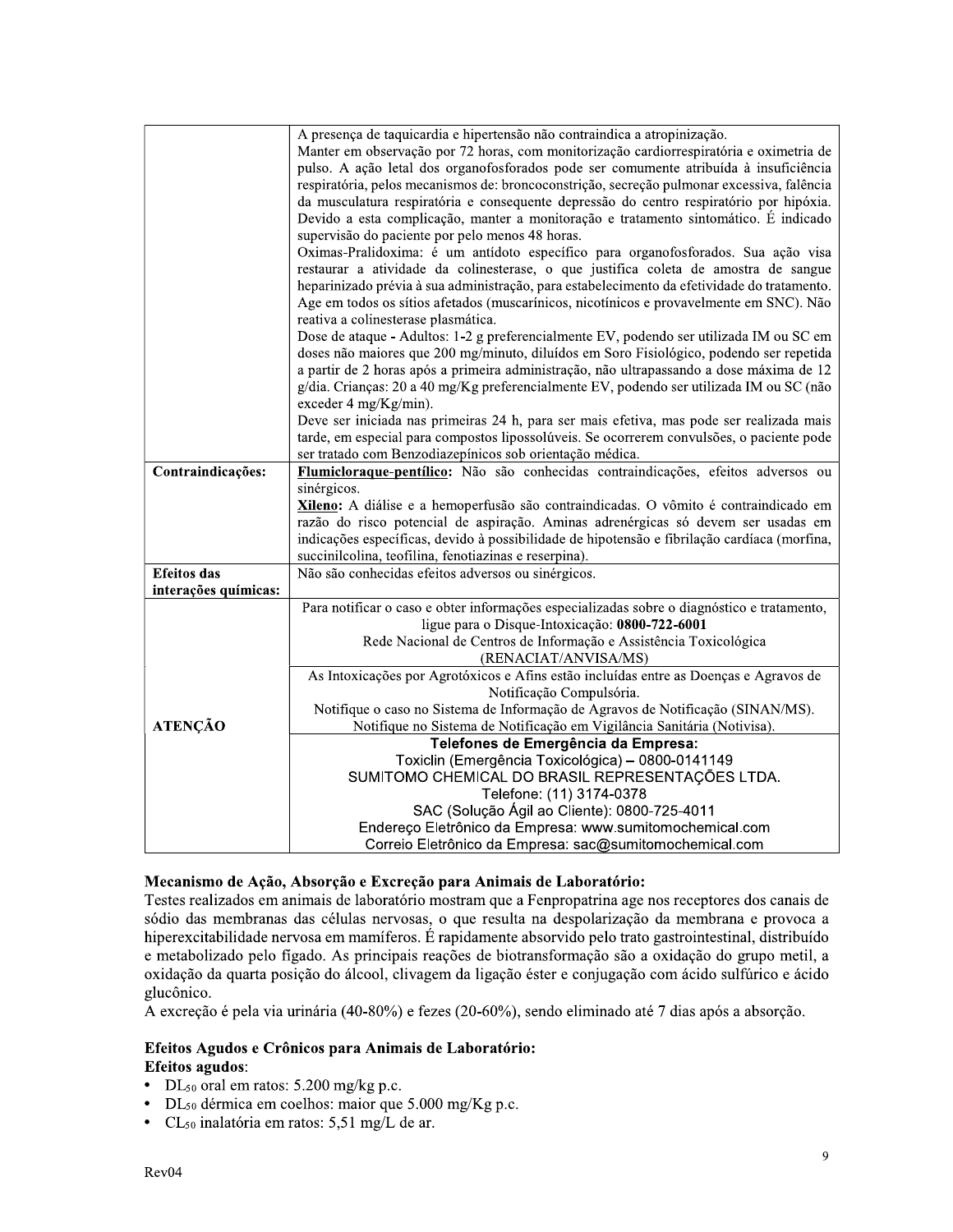| | |
|---|---|
| | A presença de taquicardia e hipertensão não contraindica a atropinização.<br>Manter em observação por 72 horas, com monitorização cardiorrespiratória e oximetria de pulso. A ação letal dos organofosforados pode ser comumente atribuída à insuficiência respiratória, pelos mecanismos de: broncoconstrição, secreção pulmonar excessiva, falência da musculatura respiratória e consequente depressão do centro respiratório por hipóxia. Devido a esta complicação, manter a monitoração e tratamento sintomático. É indicado supervisão do paciente por pelo menos 48 horas.<br>Oximas-Pralidoxima: é um antídoto específico para organofosforados. Sua ação visa restaurar a atividade da colinesterase, o que justifica coleta de amostra de sangue heparinizado prévia à sua administração, para estabelecimento da efetividade do tratamento. Age em todos os sítios afetados (muscarínicos, nicotínicos e provavelmente em SNC). Não reativa a colinesterase plasmática.<br>Dose de ataque - Adultos: 1-2 g preferencialmente EV, podendo ser utilizada IM ou SC em doses não maiores que 200 mg/minuto, diluídos em Soro Fisiológico, podendo ser repetida a partir de 2 horas após a primeira administração, não ultrapassando a dose máxima de 12 g/dia. Crianças: 20 a 40 mg/Kg preferencialmente EV, podendo ser utilizada IM ou SC (não exceder 4 mg/Kg/min).<br>Deve ser iniciada nas primeiras 24 h, para ser mais efetiva, mas pode ser realizada mais tarde, em especial para compostos lipossolúveis. Se ocorrerem convulsões, o paciente pode ser tratado com Benzodiazepínicos sob orientação médica. |
| **Contraindicações:** | **Flumicloraque-pentílico:** Não são conhecidas contraindicações, efeitos adversos ou sinérgicos.<br>**Xileno:** A diálise e a hemoperfusão são contraindicadas. O vômito é contraindicado em razão do risco potencial de aspiração. Aminas adrenérgicas só devem ser usadas em indicações específicas, devido à possibilidade de hipotensão e fibrilação cardíaca (morfina, succinilcolina, teofilina, fenotiazinas e reserpina). |
| **Efeitos das interações químicas:** | Não são conhecidas efeitos adversos ou sinérgicos. |
| **ATENÇÃO** | Para notificar o caso e obter informações especializadas sobre o diagnóstico e tratamento, ligue para o Disque-Intoxicação: **0800-722-6001**<br>Rede Nacional de Centros de Informação e Assistência Toxicológica (RENACIAT/ANVISA/MS) |
| | As Intoxicações por Agrotóxicos e Afins estão incluídas entre as Doenças e Agravos de Notificação Compulsória.<br>Notifique o caso no Sistema de Informação de Agravos de Notificação (SINAN/MS).<br>Notifique no Sistema de Notificação em Vigilância Sanitária (Notivisa). |
| | **Telefones de Emergência da Empresa:**<br>Toxiclin (Emergência Toxicológica) – 0800-0141149<br>SUMITOMO CHEMICAL DO BRASIL REPRESENTAÇÕES LTDA.<br>Telefone: (11) 3174-0378<br>SAC (Solução Ágil ao Cliente): 0800-725-4011<br>Endereço Eletrônico da Empresa: www.sumitomochemical.com<br>Correio Eletrônico da Empresa: sac@sumitomochemical.com |

**Mecanismo de Ação, Absorção e Excreção para Animais de Laboratório:**

Testes realizados em animais de laboratório mostram que a Fenpropatrina age nos receptores dos canais de sódio das membranas das células nervosas, o que resulta na despolarização da membrana e provoca a hiperexcitabilidade nervosa em mamíferos. É rapidamente absorvido pelo trato gastrointestinal, distribuído e metabolizado pelo fígado. As principais reações de biotransformação são a oxidação do grupo metil, a oxidação da quarta posição do álcool, clivagem da ligação éster e conjugação com ácido sulfúrico e ácido glucônico.

A excreção é pela via urinária (40-80%) e fezes (20-60%), sendo eliminado até 7 dias após a absorção.

**Efeitos Agudos e Crônicos para Animais de Laboratório:**

**Efeitos agudos**:

- $DL_{50}$ oral em ratos: 5.200 mg/kg p.c.
- $DL_{50}$ dérmica em coelhos: maior que 5.000 mg/Kg p.c.
- $CL_{50}$ inalatória em ratos: 5,51 mg/L de ar.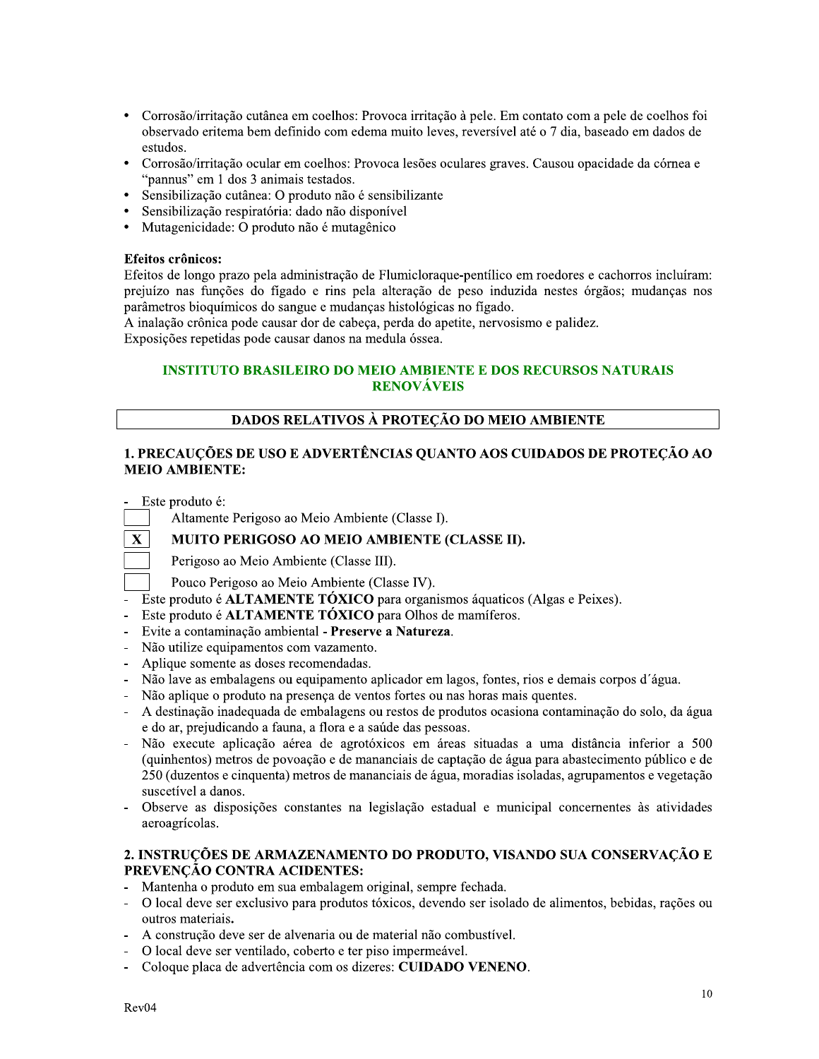- Corrosão/irritação cutânea em coelhos: Provoca irritação à pele. Em contato com a pele de coelhos foi observado eritema bem definido com edema muito leves, reversível até o 7 dia, baseado em dados de estudos.
- Corrosão/irritação ocular em coelhos: Provoca lesões oculares graves. Causou opacidade da córnea e "pannus" em 1 dos 3 animais testados.
- Sensibilização cutânea: O produto não é sensibilizante
- Sensibilização respiratória: dado não disponível
- Mutagenicidade: O produto não é mutagênico

**Efeitos crônicos:**
Efeitos de longo prazo pela administração de Flumicloraque-pentílico em roedores e cachorros incluíram: prejuízo nas funções do fígado e rins pela alteração de peso induzida nestes órgãos; mudanças nos parâmetros bioquímicos do sangue e mudanças histológicas no fígado.
A inalação crônica pode causar dor de cabeça, perda do apetite, nervosismo e palidez.
Exposições repetidas pode causar danos na medula óssea.

## INSTITUTO BRASILEIRO DO MEIO AMBIENTE E DOS RECURSOS NATURAIS RENOVÁVEIS

## DADOS RELATIVOS À PROTEÇÃO DO MEIO AMBIENTE

### 1. PRECAUÇÕES DE USO E ADVERTÊNCIAS QUANTO AOS CUIDADOS DE PROTEÇÃO AO MEIO AMBIENTE:

- Este produto é:

[ ] Altamente Perigoso ao Meio Ambiente (Classe I).
[X] **MUITO PERIGOSO AO MEIO AMBIENTE (CLASSE II).**
[ ] Perigoso ao Meio Ambiente (Classe III).
[ ] Pouco Perigoso ao Meio Ambiente (Classe IV).

- Este produto é **ALTAMENTE TÓXICO** para organismos áquaticos (Algas e Peixes).
- Este produto é **ALTAMENTE TÓXICO** para Olhos de mamíferos.
- Evite a contaminação ambiental - **Preserve a Natureza**.
- Não utilize equipamentos com vazamento.
- Aplique somente as doses recomendadas.
- Não lave as embalagens ou equipamento aplicador em lagos, fontes, rios e demais corpos d´água.
- Não aplique o produto na presença de ventos fortes ou nas horas mais quentes.
- A destinação inadequada de embalagens ou restos de produtos ocasiona contaminação do solo, da água e do ar, prejudicando a fauna, a flora e a saúde das pessoas.
- Não execute aplicação aérea de agrotóxicos em áreas situadas a uma distância inferior a 500 (quinhentos) metros de povoação e de mananciais de captação de água para abastecimento público e de 250 (duzentos e cinquenta) metros de mananciais de água, moradias isoladas, agrupamentos e vegetação suscetível a danos.
- Observe as disposições constantes na legislação estadual e municipal concernentes às atividades aeroagrícolas.

### 2. INSTRUÇÕES DE ARMAZENAMENTO DO PRODUTO, VISANDO SUA CONSERVAÇÃO E PREVENÇÃO CONTRA ACIDENTES:

- Mantenha o produto em sua embalagem original, sempre fechada.
- O local deve ser exclusivo para produtos tóxicos, devendo ser isolado de alimentos, bebidas, rações ou outros materiais.
- A construção deve ser de alvenaria ou de material não combustível.
- O local deve ser ventilado, coberto e ter piso impermeável.
- Coloque placa de advertência com os dizeres: **CUIDADO VENENO**.

Rev04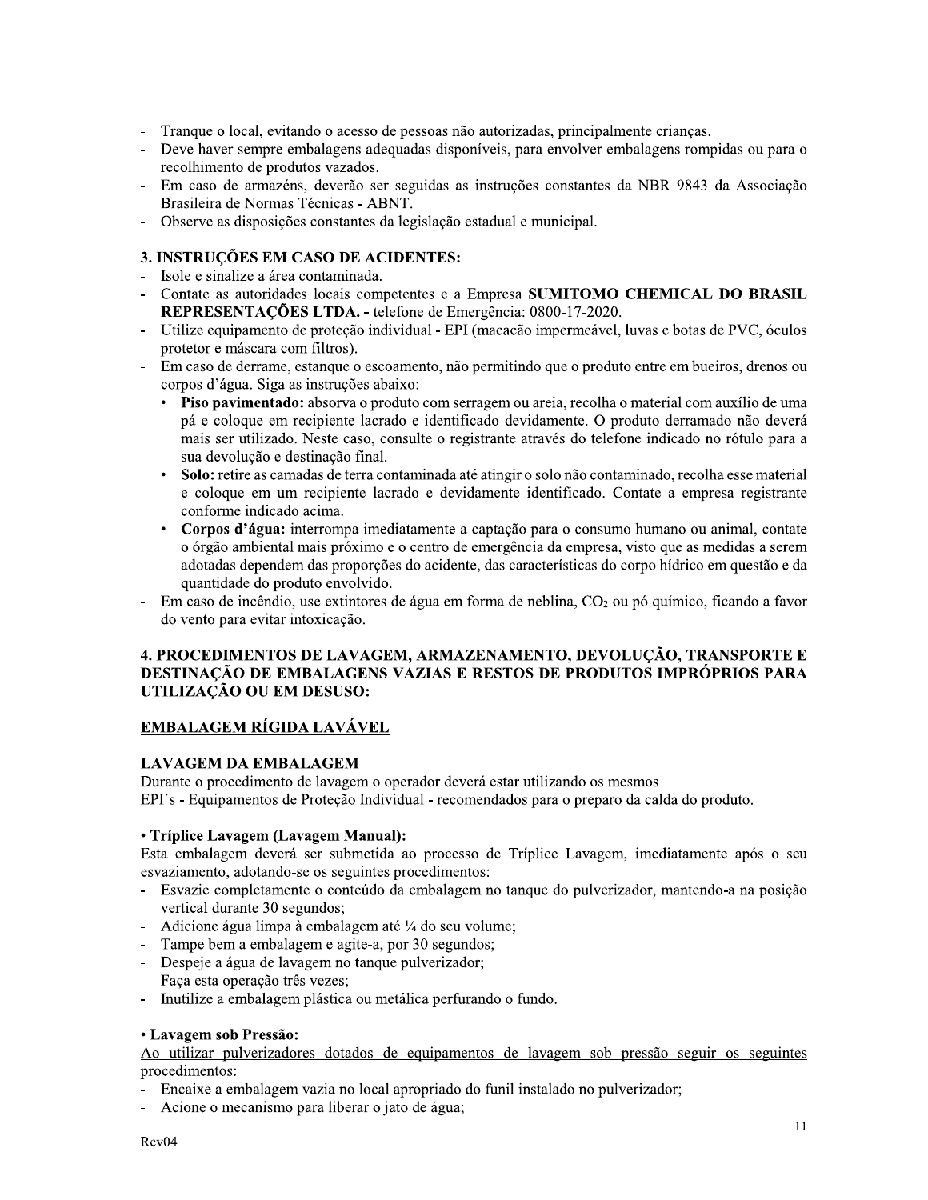- Tranque o local, evitando o acesso de pessoas não autorizadas, principalmente crianças.
- Deve haver sempre embalagens adequadas disponíveis, para envolver embalagens rompidas ou para o recolhimento de produtos vazados.
- Em caso de armazéns, deverão ser seguidas as instruções constantes da NBR 9843 da Associação Brasileira de Normas Técnicas - ABNT.
- Observe as disposições constantes da legislação estadual e municipal.

### 3. INSTRUÇÕES EM CASO DE ACIDENTES:

- Isole e sinalize a área contaminada.
- Contate as autoridades locais competentes e a Empresa **SUMITOMO CHEMICAL DO BRASIL REPRESENTAÇÕES LTDA.** - telefone de Emergência: 0800-17-2020.
- Utilize equipamento de proteção individual - EPI (macacão impermeável, luvas e botas de PVC, óculos protetor e máscara com filtros).
- Em caso de derrame, estanque o escoamento, não permitindo que o produto entre em bueiros, drenos ou corpos d'água. Siga as instruções abaixo:
  - **Piso pavimentado:** absorva o produto com serragem ou areia, recolha o material com auxílio de uma pá e coloque em recipiente lacrado e identificado devidamente. O produto derramado não deverá mais ser utilizado. Neste caso, consulte o registrante através do telefone indicado no rótulo para a sua devolução e destinação final.
  - **Solo:** retire as camadas de terra contaminada até atingir o solo não contaminado, recolha esse material e coloque em um recipiente lacrado e devidamente identificado. Contate a empresa registrante conforme indicado acima.
  - **Corpos d'água:** interrompa imediatamente a captação para o consumo humano ou animal, contate o órgão ambiental mais próximo e o centro de emergência da empresa, visto que as medidas a serem adotadas dependem das proporções do acidente, das características do corpo hídrico em questão e da quantidade do produto envolvido.
- Em caso de incêndio, use extintores de água em forma de neblina, $CO_2$ ou pó químico, ficando a favor do vento para evitar intoxicação.

### 4. PROCEDIMENTOS DE LAVAGEM, ARMAZENAMENTO, DEVOLUÇÃO, TRANSPORTE E DESTINAÇÃO DE EMBALAGENS VAZIAS E RESTOS DE PRODUTOS IMPRÓPRIOS PARA UTILIZAÇÃO OU EM DESUSO:

#### EMBALAGEM RÍGIDA LAVÁVEL

**LAVAGEM DA EMBALAGEM**

Durante o procedimento de lavagem o operador deverá estar utilizando os mesmos EPI´s - Equipamentos de Proteção Individual - recomendados para o preparo da calda do produto.

**• Tríplice Lavagem (Lavagem Manual):**

Esta embalagem deverá ser submetida ao processo de Tríplice Lavagem, imediatamente após o seu esvaziamento, adotando-se os seguintes procedimentos:

- Esvazie completamente o conteúdo da embalagem no tanque do pulverizador, mantendo-a na posição vertical durante 30 segundos;
- Adicione água limpa à embalagem até ¼ do seu volume;
- Tampe bem a embalagem e agite-a, por 30 segundos;
- Despeje a água de lavagem no tanque pulverizador;
- Faça esta operação três vezes;
- Inutilize a embalagem plástica ou metálica perfurando o fundo.

**• Lavagem sob Pressão:**

Ao utilizar pulverizadores dotados de equipamentos de lavagem sob pressão seguir os seguintes procedimentos:

- Encaixe a embalagem vazia no local apropriado do funil instalado no pulverizador;
- Acione o mecanismo para liberar o jato de água;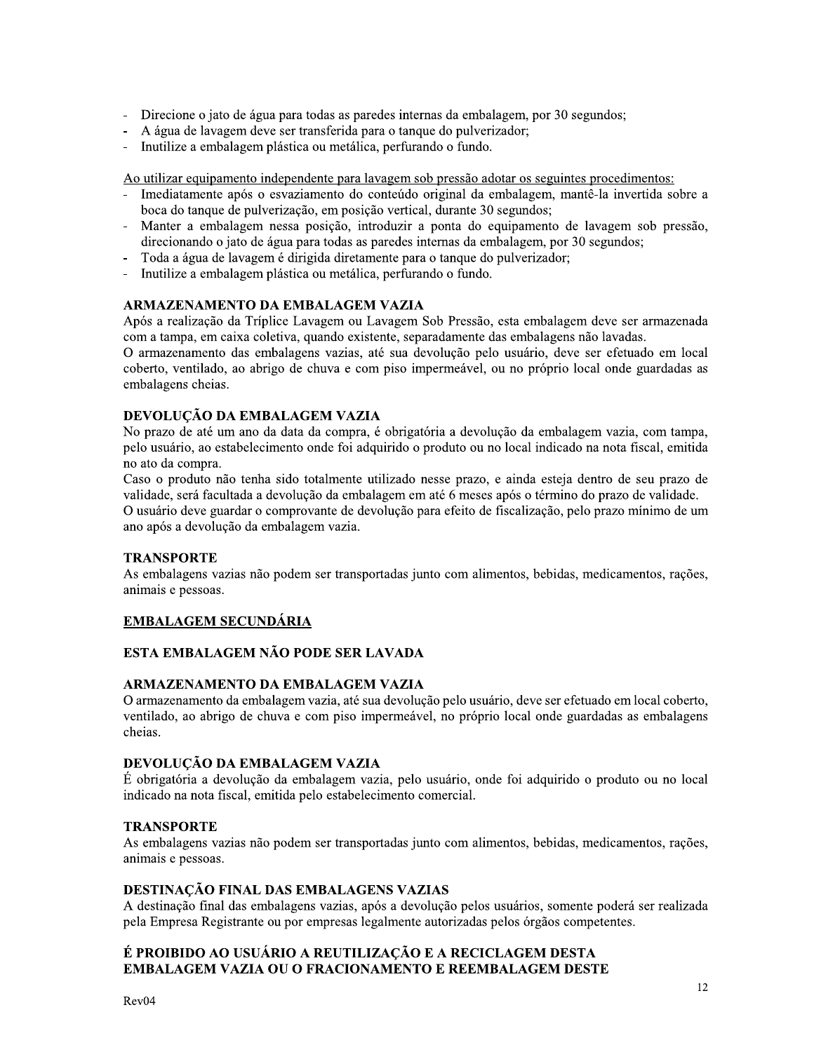- Direcione o jato de água para todas as paredes internas da embalagem, por 30 segundos;
- A água de lavagem deve ser transferida para o tanque do pulverizador;
- Inutilize a embalagem plástica ou metálica, perfurando o fundo.

<u>Ao utilizar equipamento independente para lavagem sob pressão adotar os seguintes procedimentos:</u>

- Imediatamente após o esvaziamento do conteúdo original da embalagem, mantê-la invertida sobre a boca do tanque de pulverização, em posição vertical, durante 30 segundos;
- Manter a embalagem nessa posição, introduzir a ponta do equipamento de lavagem sob pressão, direcionando o jato de água para todas as paredes internas da embalagem, por 30 segundos;
- Toda a água de lavagem é dirigida diretamente para o tanque do pulverizador;
- Inutilize a embalagem plástica ou metálica, perfurando o fundo.

**ARMAZENAMENTO DA EMBALAGEM VAZIA**

Após a realização da Tríplice Lavagem ou Lavagem Sob Pressão, esta embalagem deve ser armazenada com a tampa, em caixa coletiva, quando existente, separadamente das embalagens não lavadas.

O armazenamento das embalagens vazias, até sua devolução pelo usuário, deve ser efetuado em local coberto, ventilado, ao abrigo de chuva e com piso impermeável, ou no próprio local onde guardadas as embalagens cheias.

**DEVOLUÇÃO DA EMBALAGEM VAZIA**

No prazo de até um ano da data da compra, é obrigatória a devolução da embalagem vazia, com tampa, pelo usuário, ao estabelecimento onde foi adquirido o produto ou no local indicado na nota fiscal, emitida no ato da compra.

Caso o produto não tenha sido totalmente utilizado nesse prazo, e ainda esteja dentro de seu prazo de validade, será facultada a devolução da embalagem em até 6 meses após o término do prazo de validade.

O usuário deve guardar o comprovante de devolução para efeito de fiscalização, pelo prazo mínimo de um ano após a devolução da embalagem vazia.

**TRANSPORTE**

As embalagens vazias não podem ser transportadas junto com alimentos, bebidas, medicamentos, rações, animais e pessoas.

**<u>EMBALAGEM SECUNDÁRIA</u>**

**ESTA EMBALAGEM NÃO PODE SER LAVADA**

**ARMAZENAMENTO DA EMBALAGEM VAZIA**

O armazenamento da embalagem vazia, até sua devolução pelo usuário, deve ser efetuado em local coberto, ventilado, ao abrigo de chuva e com piso impermeável, no próprio local onde guardadas as embalagens cheias.

**DEVOLUÇÃO DA EMBALAGEM VAZIA**

É obrigatória a devolução da embalagem vazia, pelo usuário, onde foi adquirido o produto ou no local indicado na nota fiscal, emitida pelo estabelecimento comercial.

**TRANSPORTE**

As embalagens vazias não podem ser transportadas junto com alimentos, bebidas, medicamentos, rações, animais e pessoas.

**DESTINAÇÃO FINAL DAS EMBALAGENS VAZIAS**

A destinação final das embalagens vazias, após a devolução pelos usuários, somente poderá ser realizada pela Empresa Registrante ou por empresas legalmente autorizadas pelos órgãos competentes.

**É PROIBIDO AO USUÁRIO A REUTILIZAÇÃO E A RECICLAGEM DESTA EMBALAGEM VAZIA OU O FRACIONAMENTO E REEMBALAGEM DESTE**

Rev04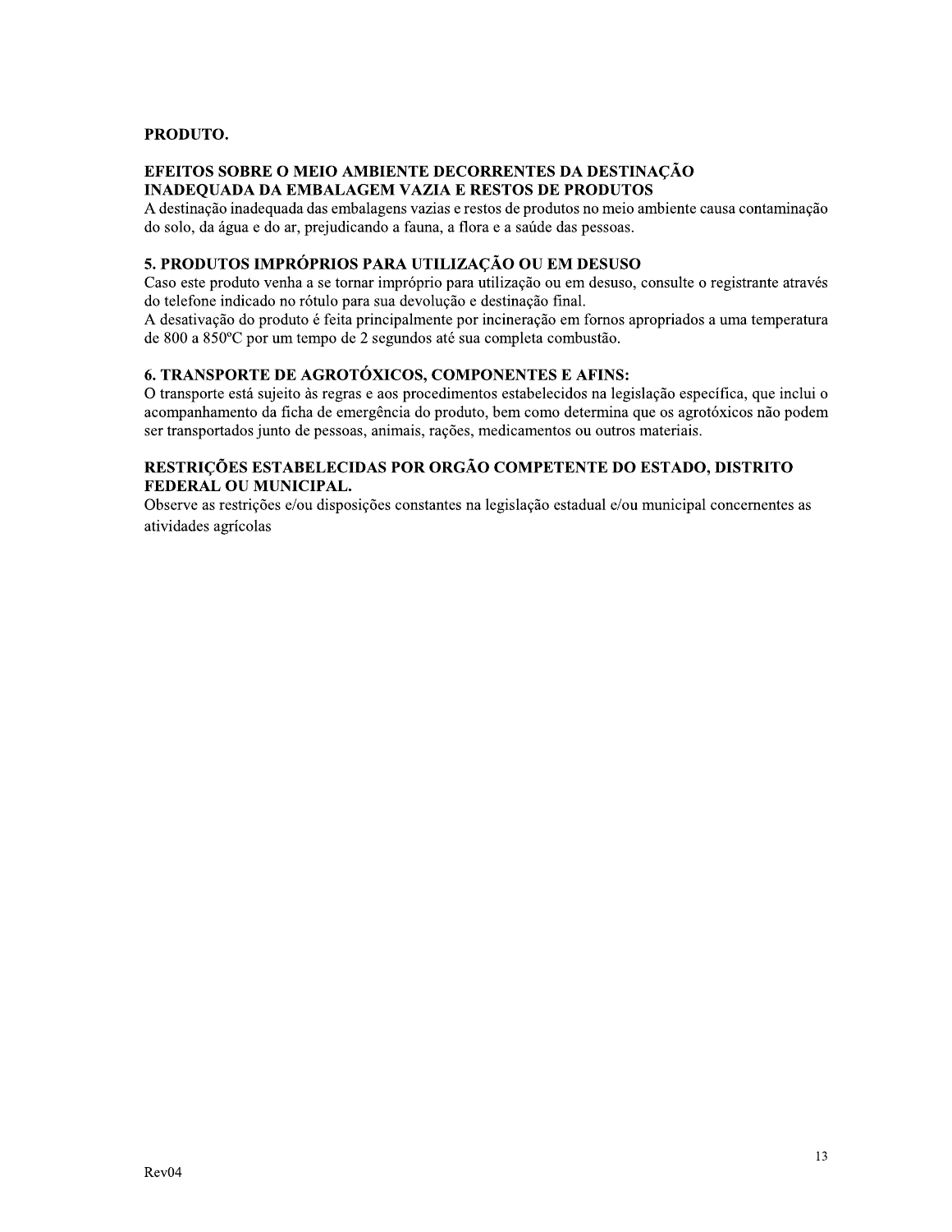**PRODUTO.**

## EFEITOS SOBRE O MEIO AMBIENTE DECORRENTES DA DESTINAÇÃO INADEQUADA DA EMBALAGEM VAZIA E RESTOS DE PRODUTOS

A destinação inadequada das embalagens vazias e restos de produtos no meio ambiente causa contaminação do solo, da água e do ar, prejudicando a fauna, a flora e a saúde das pessoas.

## 5. PRODUTOS IMPRÓPRIOS PARA UTILIZAÇÃO OU EM DESUSO

Caso este produto venha a se tornar impróprio para utilização ou em desuso, consulte o registrante através do telefone indicado no rótulo para sua devolução e destinação final.

A desativação do produto é feita principalmente por incineração em fornos apropriados a uma temperatura de 800 a 850ºC por um tempo de 2 segundos até sua completa combustão.

## 6. TRANSPORTE DE AGROTÓXICOS, COMPONENTES E AFINS:

O transporte está sujeito às regras e aos procedimentos estabelecidos na legislação específica, que inclui o acompanhamento da ficha de emergência do produto, bem como determina que os agrotóxicos não podem ser transportados junto de pessoas, animais, rações, medicamentos ou outros materiais.

## RESTRIÇÕES ESTABELECIDAS POR ORGÃO COMPETENTE DO ESTADO, DISTRITO FEDERAL OU MUNICIPAL.

Observe as restrições e/ou disposições constantes na legislação estadual e/ou municipal concernentes as atividades agrícolas

Rev04